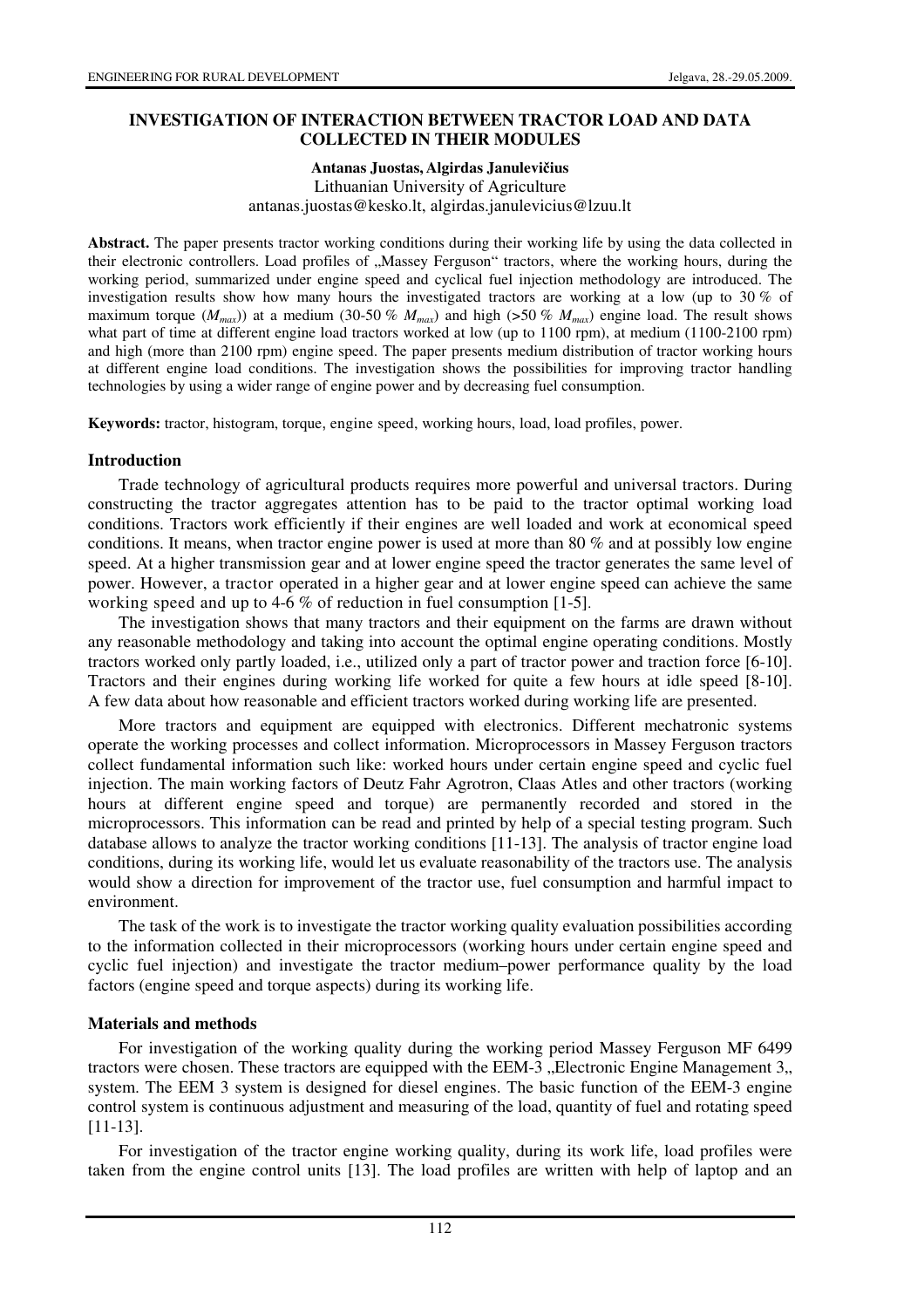# INVESTIGATION OF INTERACTION BETWEEN TRACTOR LOAD AND DATA COLLECTED IN THEIR MODULES

**Antanas Juostas, Algirdas Janulevičius**
Lithuanian University of Agriculture
antanas.juostas@kesko.lt, algirdas.janulevicius@lzuu.lt

**Abstract.** The paper presents tractor working conditions during their working life by using the data collected in their electronic controllers. Load profiles of „Massey Ferguson" tractors, where the working hours, during the working period, summarized under engine speed and cyclical fuel injection methodology are introduced. The investigation results show how many hours the investigated tractors are working at a low (up to 30 % of maximum torque ($M_{max}$)) at a medium (30-50 % $M_{max}$) and high (>50 % $M_{max}$) engine load. The result shows what part of time at different engine load tractors worked at low (up to 1100 rpm), at medium (1100-2100 rpm) and high (more than 2100 rpm) engine speed. The paper presents medium distribution of tractor working hours at different engine load conditions. The investigation shows the possibilities for improving tractor handling technologies by using a wider range of engine power and by decreasing fuel consumption.

**Keywords:** tractor, histogram, torque, engine speed, working hours, load, load profiles, power.

## Introduction

Trade technology of agricultural products requires more powerful and universal tractors. During constructing the tractor aggregates attention has to be paid to the tractor optimal working load conditions. Tractors work efficiently if their engines are well loaded and work at economical speed conditions. It means, when tractor engine power is used at more than 80 % and at possibly low engine speed. At a higher transmission gear and at lower engine speed the tractor generates the same level of power. However, a tractor operated in a higher gear and at lower engine speed can achieve the same working speed and up to 4-6 % of reduction in fuel consumption [1-5].

The investigation shows that many tractors and their equipment on the farms are drawn without any reasonable methodology and taking into account the optimal engine operating conditions. Mostly tractors worked only partly loaded, i.e., utilized only a part of tractor power and traction force [6-10]. Tractors and their engines during working life worked for quite a few hours at idle speed [8-10]. A few data about how reasonable and efficient tractors worked during working life are presented.

More tractors and equipment are equipped with electronics. Different mechatronic systems operate the working processes and collect information. Microprocessors in Massey Ferguson tractors collect fundamental information such like: worked hours under certain engine speed and cyclic fuel injection. The main working factors of Deutz Fahr Agrotron, Claas Atles and other tractors (working hours at different engine speed and torque) are permanently recorded and stored in the microprocessors. This information can be read and printed by help of a special testing program. Such database allows to analyze the tractor working conditions [11-13]. The analysis of tractor engine load conditions, during its working life, would let us evaluate reasonability of the tractors use. The analysis would show a direction for improvement of the tractor use, fuel consumption and harmful impact to environment.

The task of the work is to investigate the tractor working quality evaluation possibilities according to the information collected in their microprocessors (working hours under certain engine speed and cyclic fuel injection) and investigate the tractor medium–power performance quality by the load factors (engine speed and torque aspects) during its working life.

## Materials and methods

For investigation of the working quality during the working period Massey Ferguson MF 6499 tractors were chosen. These tractors are equipped with the EEM-3 „Electronic Engine Management 3„ system. The EEM 3 system is designed for diesel engines. The basic function of the EEM-3 engine control system is continuous adjustment and measuring of the load, quantity of fuel and rotating speed [11-13].

For investigation of the tractor engine working quality, during its work life, load profiles were taken from the engine control units [13]. The load profiles are written with help of laptop and an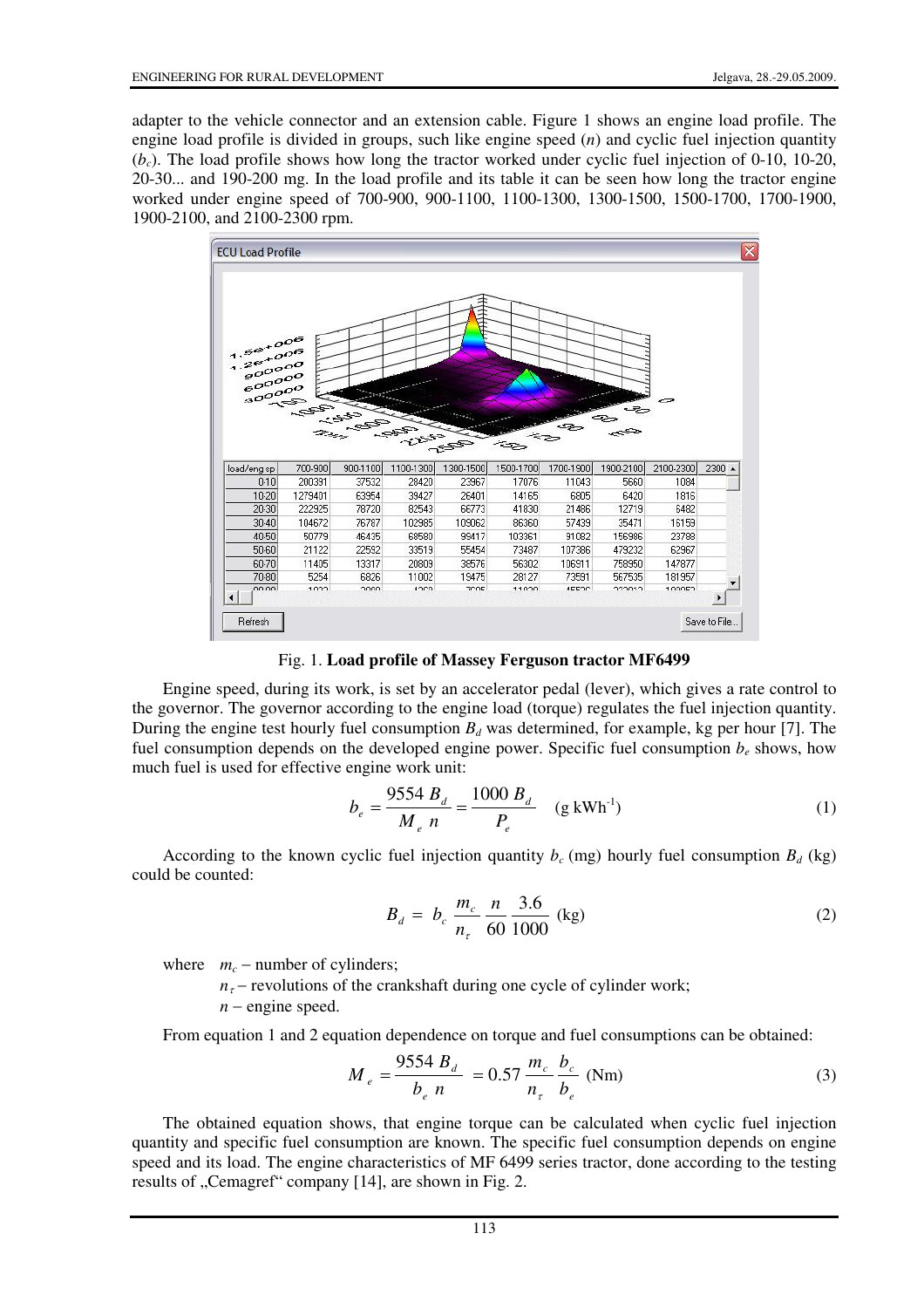adapter to the vehicle connector and an extension cable. Figure 1 shows an engine load profile. The engine load profile is divided in groups, such like engine speed ($n$) and cyclic fuel injection quantity ($b_c$). The load profile shows how long the tractor worked under cyclic fuel injection of 0-10, 10-20, 20-30... and 190-200 mg. In the load profile and its table it can be seen how long the tractor engine worked under engine speed of 700-900, 900-1100, 1100-1300, 1300-1500, 1500-1700, 1700-1900, 1900-2100, and 2100-2300 rpm.

Fig. 1. **Load profile of Massey Ferguson tractor MF6499**

Engine speed, during its work, is set by an accelerator pedal (lever), which gives a rate control to the governor. The governor according to the engine load (torque) regulates the fuel injection quantity. During the engine test hourly fuel consumption $B_d$ was determined, for example, kg per hour [7]. The fuel consumption depends on the developed engine power. Specific fuel consumption $b_e$ shows, how much fuel is used for effective engine work unit:

$$b_e = \frac{9554\, B_d}{M_e\, n} = \frac{1000\, B_d}{P_e} \quad (\text{g kWh}^{-1}) \tag{1}$$

According to the known cyclic fuel injection quantity $b_c$ (mg) hourly fuel consumption $B_d$ (kg) could be counted:

$$B_d = b_c \frac{m_c}{n_\tau} \frac{n}{60} \frac{3.6}{1000} \text{ (kg)} \tag{2}$$

where $m_c$ – number of cylinders;

$n_\tau$ – revolutions of the crankshaft during one cycle of cylinder work;

$n$ – engine speed.

From equation 1 and 2 equation dependence on torque and fuel consumptions can be obtained:

$$M_e = \frac{9554\, B_d}{b_e\, n} = 0.57 \frac{m_c}{n_\tau} \frac{b_c}{b_e} \text{ (Nm)} \tag{3}$$

The obtained equation shows, that engine torque can be calculated when cyclic fuel injection quantity and specific fuel consumption are known. The specific fuel consumption depends on engine speed and its load. The engine characteristics of MF 6499 series tractor, done according to the testing results of „Cemagref" company [14], are shown in Fig. 2.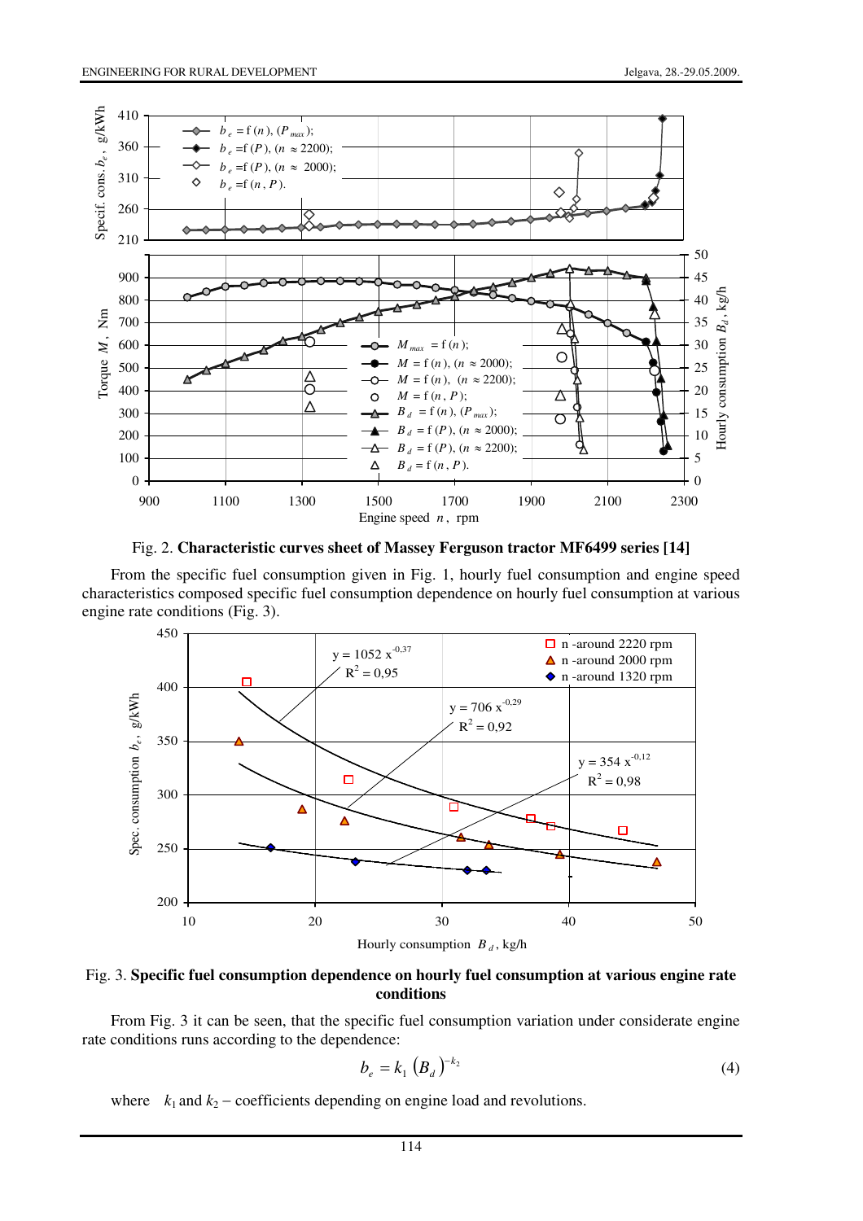Fig. 2. **Characteristic curves sheet of Massey Ferguson tractor MF6499 series [14]**

From the specific fuel consumption given in Fig. 1, hourly fuel consumption and engine speed characteristics composed specific fuel consumption dependence on hourly fuel consumption at various engine rate conditions (Fig. 3).

Fig. 3. **Specific fuel consumption dependence on hourly fuel consumption at various engine rate conditions**

From Fig. 3 it can be seen, that the specific fuel consumption variation under considerate engine rate conditions runs according to the dependence:

$$b_e = k_1 \left(B_d\right)^{-k_2} \tag{4}$$

where $k_1$ and $k_2$ – coefficients depending on engine load and revolutions.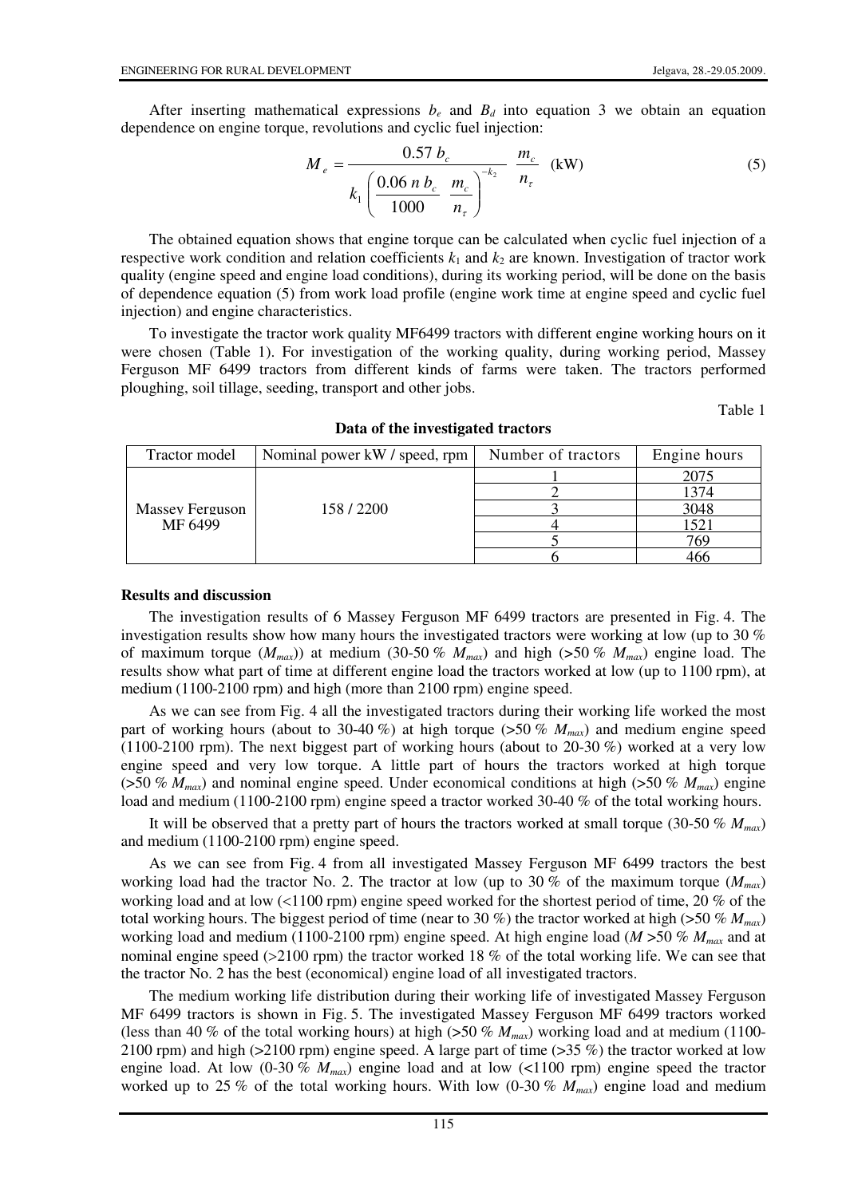After inserting mathematical expressions $b_e$ and $B_d$ into equation 3 we obtain an equation dependence on engine torque, revolutions and cyclic fuel injection:

$$M_e = \frac{0.57\, b_c}{k_1 \left( \dfrac{0.06\, n\, b_c}{1000} \dfrac{m_c}{n_\tau} \right)^{-k_2}} \frac{m_c}{n_\tau} \quad \text{(kW)} \tag{5}$$

The obtained equation shows that engine torque can be calculated when cyclic fuel injection of a respective work condition and relation coefficients $k_1$ and $k_2$ are known. Investigation of tractor work quality (engine speed and engine load conditions), during its working period, will be done on the basis of dependence equation (5) from work load profile (engine work time at engine speed and cyclic fuel injection) and engine characteristics.

To investigate the tractor work quality MF6499 tractors with different engine working hours on it were chosen (Table 1). For investigation of the working quality, during working period, Massey Ferguson MF 6499 tractors from different kinds of farms were taken. The tractors performed ploughing, soil tillage, seeding, transport and other jobs.

Table 1

**Data of the investigated tractors**

| Tractor model | Nominal power kW / speed, rpm | Number of tractors | Engine hours |
|---|---|---|---|
| Massey Ferguson MF 6499 | 158 / 2200 | 1 | 2075 |
| | | 2 | 1374 |
| | | 3 | 3048 |
| | | 4 | 1521 |
| | | 5 | 769 |
| | | 6 | 466 |

### Results and discussion

The investigation results of 6 Massey Ferguson MF 6499 tractors are presented in Fig. 4. The investigation results show how many hours the investigated tractors were working at low (up to 30 % of maximum torque ($M_{max}$)) at medium (30-50 % $M_{max}$) and high (>50 % $M_{max}$) engine load. The results show what part of time at different engine load the tractors worked at low (up to 1100 rpm), at medium (1100-2100 rpm) and high (more than 2100 rpm) engine speed.

As we can see from Fig. 4 all the investigated tractors during their working life worked the most part of working hours (about to 30-40 %) at high torque (>50 % $M_{max}$) and medium engine speed (1100-2100 rpm). The next biggest part of working hours (about to 20-30 %) worked at a very low engine speed and very low torque. A little part of hours the tractors worked at high torque (>50 % $M_{max}$) and nominal engine speed. Under economical conditions at high (>50 % $M_{max}$) engine load and medium (1100-2100 rpm) engine speed a tractor worked 30-40 % of the total working hours.

It will be observed that a pretty part of hours the tractors worked at small torque (30-50 % $M_{max}$) and medium (1100-2100 rpm) engine speed.

As we can see from Fig. 4 from all investigated Massey Ferguson MF 6499 tractors the best working load had the tractor No. 2. The tractor at low (up to 30 % of the maximum torque ($M_{max}$) working load and at low (<1100 rpm) engine speed worked for the shortest period of time, 20 % of the total working hours. The biggest period of time (near to 30 %) the tractor worked at high (>50 % $M_{max}$) working load and medium (1100-2100 rpm) engine speed. At high engine load ($M$ >50 % $M_{max}$ and at nominal engine speed (>2100 rpm) the tractor worked 18 % of the total working life. We can see that the tractor No. 2 has the best (economical) engine load of all investigated tractors.

The medium working life distribution during their working life of investigated Massey Ferguson MF 6499 tractors is shown in Fig. 5. The investigated Massey Ferguson MF 6499 tractors worked (less than 40 % of the total working hours) at high (>50 % $M_{max}$) working load and at medium (1100-2100 rpm) and high (>2100 rpm) engine speed. A large part of time (>35 %) the tractor worked at low engine load. At low (0-30 % $M_{max}$) engine load and at low (<1100 rpm) engine speed the tractor worked up to 25 % of the total working hours. With low (0-30 % $M_{max}$) engine load and medium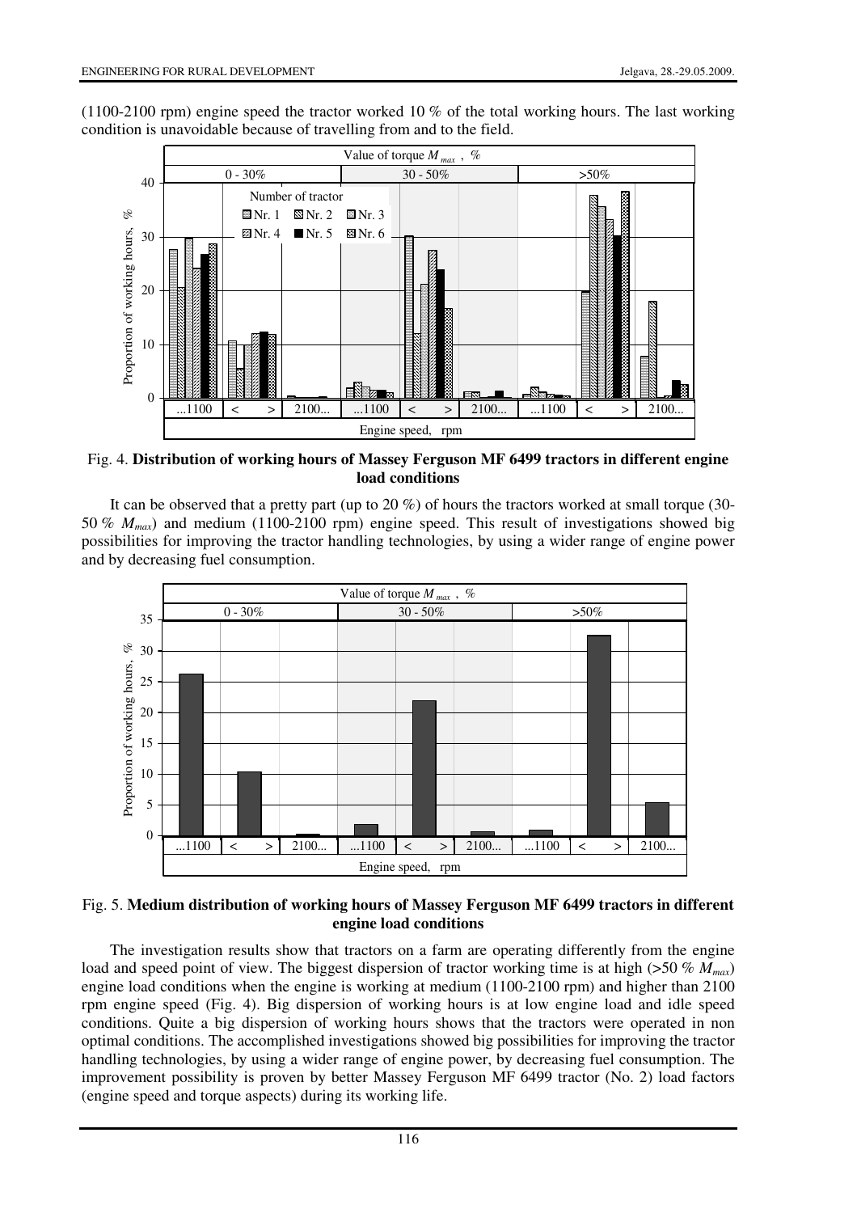(1100-2100 rpm) engine speed the tractor worked 10 % of the total working hours. The last working condition is unavoidable because of travelling from and to the field.

Fig. 4. **Distribution of working hours of Massey Ferguson MF 6499 tractors in different engine load conditions**

It can be observed that a pretty part (up to 20 %) of hours the tractors worked at small torque (30-50 % $M_{max}$) and medium (1100-2100 rpm) engine speed. This result of investigations showed big possibilities for improving the tractor handling technologies, by using a wider range of engine power and by decreasing fuel consumption.

Fig. 5. **Medium distribution of working hours of Massey Ferguson MF 6499 tractors in different engine load conditions**

The investigation results show that tractors on a farm are operating differently from the engine load and speed point of view. The biggest dispersion of tractor working time is at high (>50 % $M_{max}$) engine load conditions when the engine is working at medium (1100-2100 rpm) and higher than 2100 rpm engine speed (Fig. 4). Big dispersion of working hours is at low engine load and idle speed conditions. Quite a big dispersion of working hours shows that the tractors were operated in non optimal conditions. The accomplished investigations showed big possibilities for improving the tractor handling technologies, by using a wider range of engine power, by decreasing fuel consumption. The improvement possibility is proven by better Massey Ferguson MF 6499 tractor (No. 2) load factors (engine speed and torque aspects) during its working life.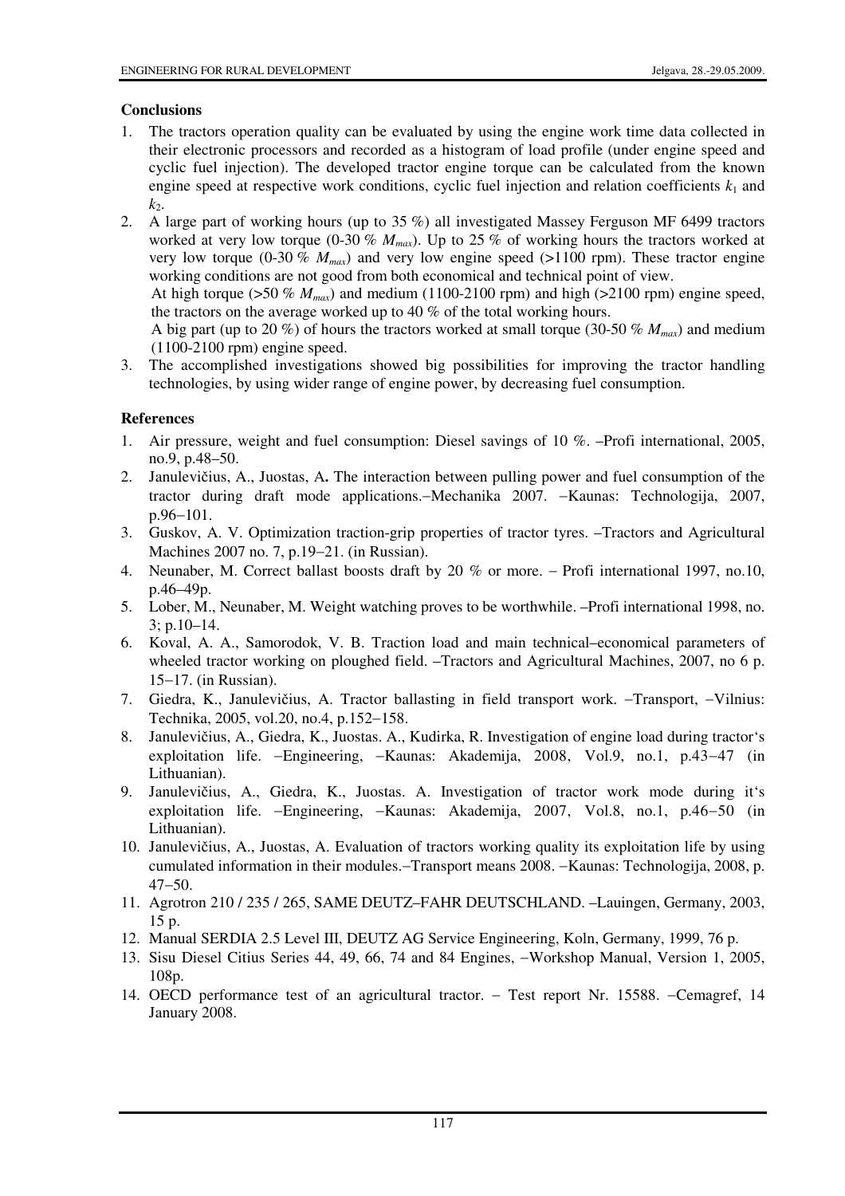## Conclusions

1. The tractors operation quality can be evaluated by using the engine work time data collected in their electronic processors and recorded as a histogram of load profile (under engine speed and cyclic fuel injection). The developed tractor engine torque can be calculated from the known engine speed at respective work conditions, cyclic fuel injection and relation coefficients $k_1$ and $k_2$.
2. A large part of working hours (up to 35 %) all investigated Massey Ferguson MF 6499 tractors worked at very low torque (0-30 % $M_{max}$). Up to 25 % of working hours the tractors worked at very low torque (0-30 % $M_{max}$) and very low engine speed (>1100 rpm). These tractor engine working conditions are not good from both economical and technical point of view.
   At high torque (>50 % $M_{max}$) and medium (1100-2100 rpm) and high (>2100 rpm) engine speed, the tractors on the average worked up to 40 % of the total working hours.
   A big part (up to 20 %) of hours the tractors worked at small torque (30-50 % $M_{max}$) and medium (1100-2100 rpm) engine speed.
3. The accomplished investigations showed big possibilities for improving the tractor handling technologies, by using wider range of engine power, by decreasing fuel consumption.

## References

1. Air pressure, weight and fuel consumption: Diesel savings of 10 %. –Profi international, 2005, no.9, p.48–50.
2. Janulevičius, A., Juostas, A**.** The interaction between pulling power and fuel consumption of the tractor during draft mode applications.–Mechanika 2007. –Kaunas: Technologija, 2007, p.96–101.
3. Guskov, A. V. Optimization traction-grip properties of tractor tyres. –Tractors and Agricultural Machines 2007 no. 7, p.19–21. (in Russian).
4. Neunaber, M. Correct ballast boosts draft by 20 % or more. – Profi international 1997, no.10, p.46–49p.
5. Lober, M., Neunaber, M. Weight watching proves to be worthwhile. –Profi international 1998, no. 3; p.10–14.
6. Koval, A. A., Samorodok, V. B. Traction load and main technical–economical parameters of wheeled tractor working on ploughed field. –Tractors and Agricultural Machines, 2007, no 6 p. 15–17. (in Russian).
7. Giedra, K., Janulevičius, A. Tractor ballasting in field transport work. –Transport, –Vilnius: Technika, 2005, vol.20, no.4, p.152–158.
8. Janulevičius, A., Giedra, K., Juostas. A., Kudirka, R. Investigation of engine load during tractor's exploitation life. –Engineering, –Kaunas: Akademija, 2008, Vol.9, no.1, p.43–47 (in Lithuanian).
9. Janulevičius, A., Giedra, K., Juostas. A. Investigation of tractor work mode during it's exploitation life. –Engineering, –Kaunas: Akademija, 2007, Vol.8, no.1, p.46–50 (in Lithuanian).
10. Janulevičius, A., Juostas, A. Evaluation of tractors working quality its exploitation life by using cumulated information in their modules.–Transport means 2008. –Kaunas: Technologija, 2008, p. 47–50.
11. Agrotron 210 / 235 / 265, SAME DEUTZ–FAHR DEUTSCHLAND. –Lauingen, Germany, 2003, 15 p.
12. Manual SERDIA 2.5 Level III, DEUTZ AG Service Engineering, Koln, Germany, 1999, 76 p.
13. Sisu Diesel Citius Series 44, 49, 66, 74 and 84 Engines, –Workshop Manual, Version 1, 2005, 108p.
14. OECD performance test of an agricultural tractor. – Test report Nr. 15588. –Cemagref, 14 January 2008.